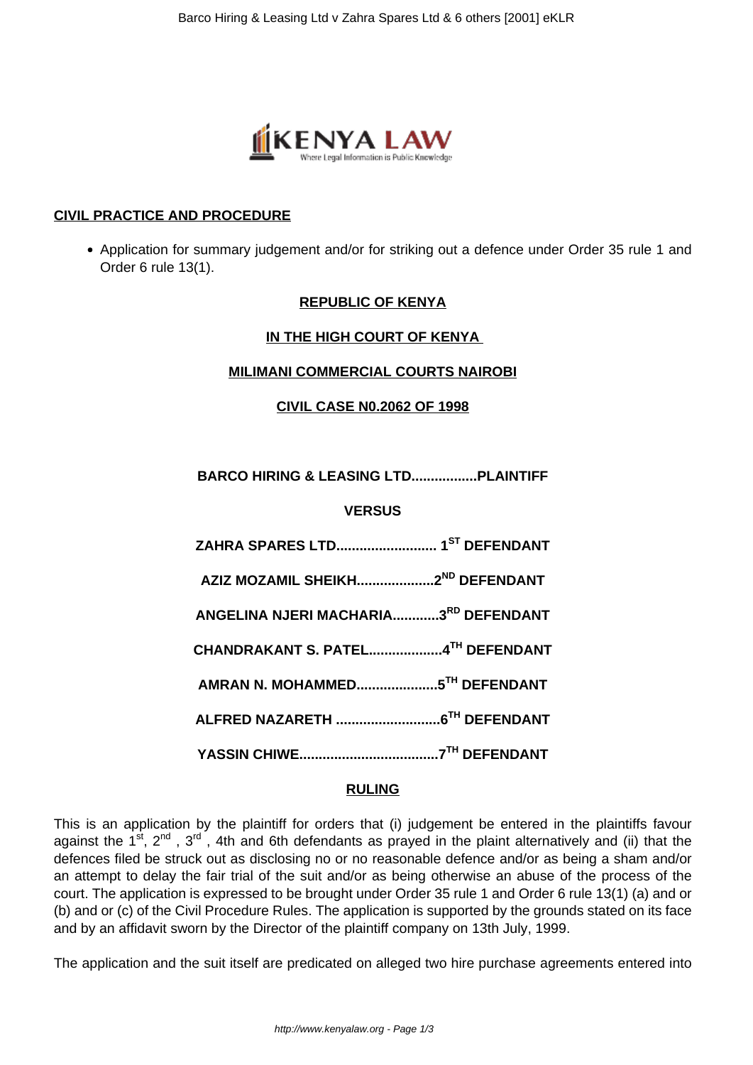**CIVIL PRACTICE AND PROCEDURE**

- Application for summary judgement and/or for striking out a defence under Order 35 rule 1 and Order 6 rule 13(1).

**REPUBLIC OF KENYA**

**IN THE HIGH COURT OF KENYA**

**MILIMANI COMMERCIAL COURTS NAIROBI**

**CIVIL CASE N0.2062 OF 1998**

**BARCO HIRING & LEASING LTD.................PLAINTIFF**

**VERSUS**

**ZAHRA SPARES LTD.......................... 1ST DEFENDANT**

**AZIZ MOZAMIL SHEIKH....................2ND DEFENDANT**

**ANGELINA NJERI MACHARIA............3RD DEFENDANT**

**CHANDRAKANT S. PATEL...................4TH DEFENDANT**

**AMRAN N. MOHAMMED.....................5TH DEFENDANT**

**ALFRED NAZARETH ...........................6TH DEFENDANT**

**YASSIN CHIWE...................................7TH DEFENDANT**

**RULING**

This is an application by the plaintiff for orders that (i) judgement be entered in the plaintiffs favour against the 1st, 2nd, 3rd, 4th and 6th defendants as prayed in the plaint alternatively and (ii) that the defences filed be struck out as disclosing no or no reasonable defence and/or as being a sham and/or an attempt to delay the fair trial of the suit and/or as being otherwise an abuse of the process of the court. The application is expressed to be brought under Order 35 rule 1 and Order 6 rule 13(1) (a) and or (b) and or (c) of the Civil Procedure Rules. The application is supported by the grounds stated on its face and by an affidavit sworn by the Director of the plaintiff company on 13th July, 1999.

The application and the suit itself are predicated on alleged two hire purchase agreements entered into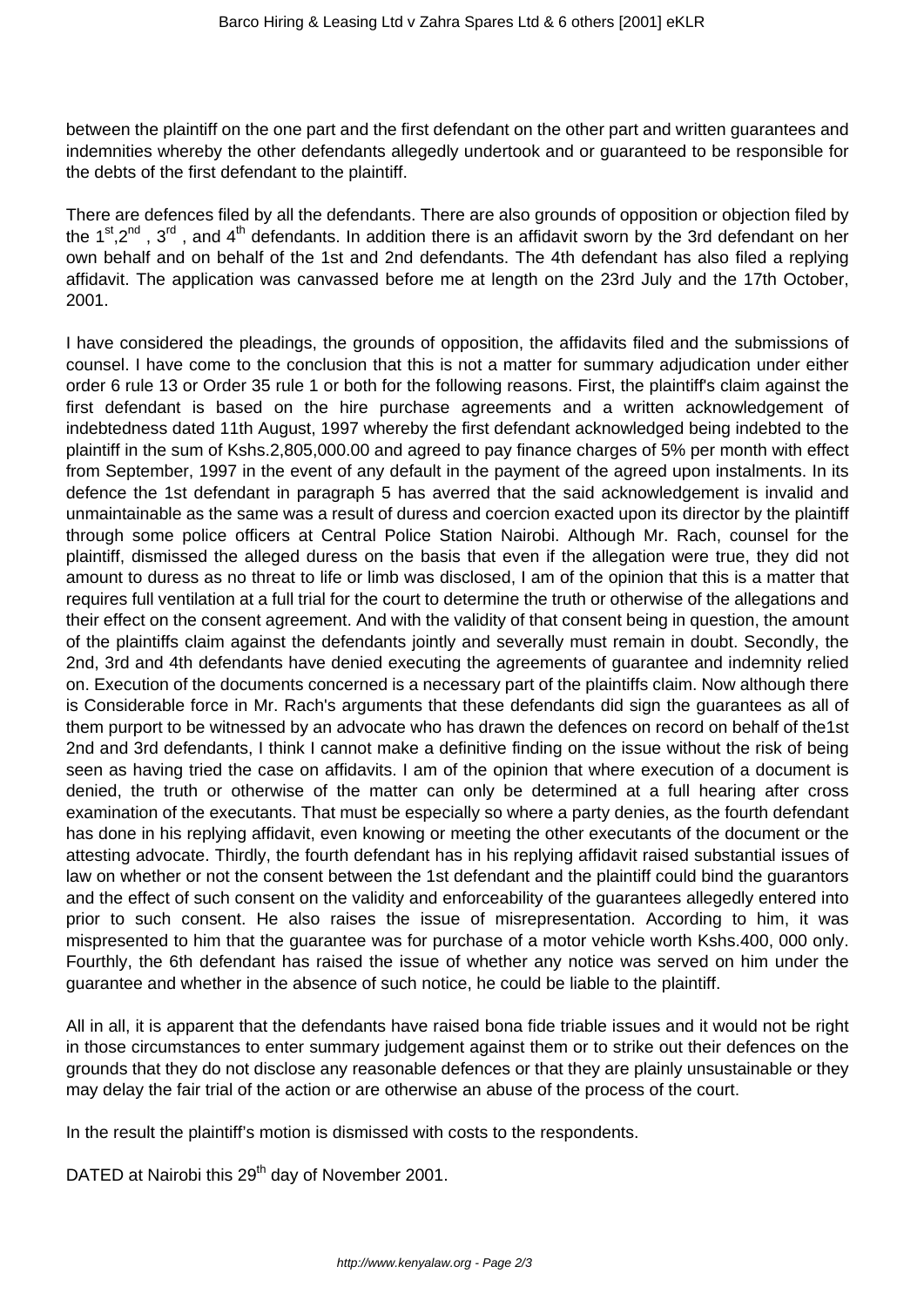between the plaintiff on the one part and the first defendant on the other part and written guarantees and indemnities whereby the other defendants allegedly undertook and or guaranteed to be responsible for the debts of the first defendant to the plaintiff.

There are defences filed by all the defendants. There are also grounds of opposition or objection filed by the 1st,2nd , 3rd , and 4th defendants. In addition there is an affidavit sworn by the 3rd defendant on her own behalf and on behalf of the 1st and 2nd defendants. The 4th defendant has also filed a replying affidavit. The application was canvassed before me at length on the 23rd July and the 17th October, 2001.

I have considered the pleadings, the grounds of opposition, the affidavits filed and the submissions of counsel. I have come to the conclusion that this is not a matter for summary adjudication under either order 6 rule 13 or Order 35 rule 1 or both for the following reasons. First, the plaintiff's claim against the first defendant is based on the hire purchase agreements and a written acknowledgement of indebtedness dated 11th August, 1997 whereby the first defendant acknowledged being indebted to the plaintiff in the sum of Kshs.2,805,000.00 and agreed to pay finance charges of 5% per month with effect from September, 1997 in the event of any default in the payment of the agreed upon instalments. In its defence the 1st defendant in paragraph 5 has averred that the said acknowledgement is invalid and unmaintainable as the same was a result of duress and coercion exacted upon its director by the plaintiff through some police officers at Central Police Station Nairobi. Although Mr. Rach, counsel for the plaintiff, dismissed the alleged duress on the basis that even if the allegation were true, they did not amount to duress as no threat to life or limb was disclosed, I am of the opinion that this is a matter that requires full ventilation at a full trial for the court to determine the truth or otherwise of the allegations and their effect on the consent agreement. And with the validity of that consent being in question, the amount of the plaintiffs claim against the defendants jointly and severally must remain in doubt. Secondly, the 2nd, 3rd and 4th defendants have denied executing the agreements of guarantee and indemnity relied on. Execution of the documents concerned is a necessary part of the plaintiffs claim. Now although there is Considerable force in Mr. Rach's arguments that these defendants did sign the guarantees as all of them purport to be witnessed by an advocate who has drawn the defences on record on behalf of the1st 2nd and 3rd defendants, I think I cannot make a definitive finding on the issue without the risk of being seen as having tried the case on affidavits. I am of the opinion that where execution of a document is denied, the truth or otherwise of the matter can only be determined at a full hearing after cross examination of the executants. That must be especially so where a party denies, as the fourth defendant has done in his replying affidavit, even knowing or meeting the other executants of the document or the attesting advocate. Thirdly, the fourth defendant has in his replying affidavit raised substantial issues of law on whether or not the consent between the 1st defendant and the plaintiff could bind the guarantors and the effect of such consent on the validity and enforceability of the guarantees allegedly entered into prior to such consent. He also raises the issue of misrepresentation. According to him, it was mispresented to him that the guarantee was for purchase of a motor vehicle worth Kshs.400, 000 only. Fourthly, the 6th defendant has raised the issue of whether any notice was served on him under the guarantee and whether in the absence of such notice, he could be liable to the plaintiff.

All in all, it is apparent that the defendants have raised bona fide triable issues and it would not be right in those circumstances to enter summary judgement against them or to strike out their defences on the grounds that they do not disclose any reasonable defences or that they are plainly unsustainable or they may delay the fair trial of the action or are otherwise an abuse of the process of the court.

In the result the plaintiff's motion is dismissed with costs to the respondents.

DATED at Nairobi this 29th day of November 2001.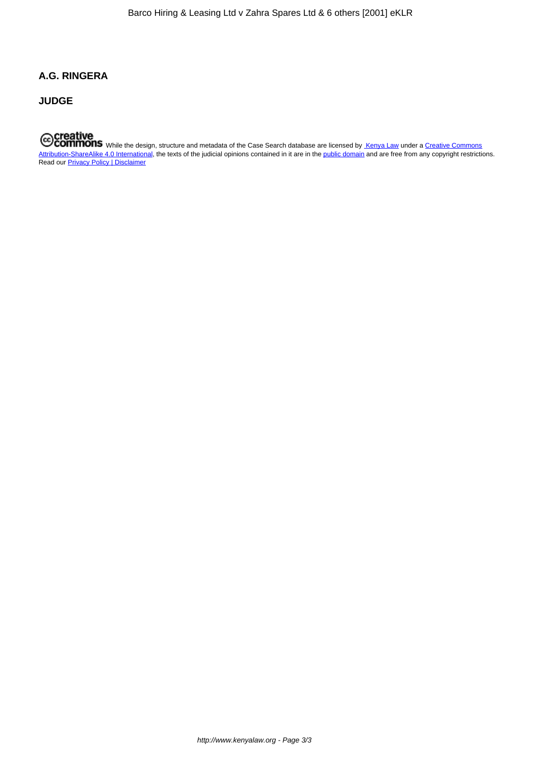**A.G. RINGERA**

**JUDGE**

While the design, structure and metadata of the Case Search database are licensed by Kenya Law under a Creative Commons Attribution-ShareAlike 4.0 International, the texts of the judicial opinions contained in it are in the public domain and are free from any copyright restrictions. Read our Privacy Policy | Disclaimer